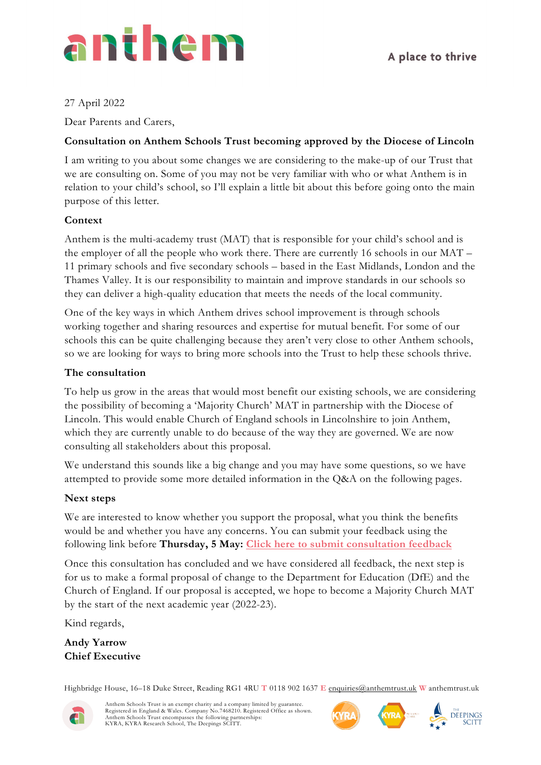anthem

A place to thrive

27 April 2022

Dear Parents and Carers,

**Consultation on Anthem Schools Trust becoming approved by the Diocese of Lincoln**

I am writing to you about some changes we are considering to the make-up of our Trust that we are consulting on. Some of you may not be very familiar with who or what Anthem is in relation to your child's school, so I'll explain a little bit about this before going onto the main purpose of this letter.

## Context

Anthem is the multi-academy trust (MAT) that is responsible for your child's school and is the employer of all the people who work there. There are currently 16 schools in our MAT – 11 primary schools and five secondary schools – based in the East Midlands, London and the Thames Valley. It is our responsibility to maintain and improve standards in our schools so they can deliver a high-quality education that meets the needs of the local community.

One of the key ways in which Anthem drives school improvement is through schools working together and sharing resources and expertise for mutual benefit. For some of our schools this can be quite challenging because they aren't very close to other Anthem schools, so we are looking for ways to bring more schools into the Trust to help these schools thrive.

## The consultation

To help us grow in the areas that would most benefit our existing schools, we are considering the possibility of becoming a 'Majority Church' MAT in partnership with the Diocese of Lincoln. This would enable Church of England schools in Lincolnshire to join Anthem, which they are currently unable to do because of the way they are governed. We are now consulting all stakeholders about this proposal.

We understand this sounds like a big change and you may have some questions, so we have attempted to provide some more detailed information in the Q&A on the following pages.

## Next steps

We are interested to know whether you support the proposal, what you think the benefits would be and whether you have any concerns. You can submit your feedback using the following link before **Thursday, 5 May:** Click here to submit consultation feedback

Once this consultation has concluded and we have considered all feedback, the next step is for us to make a formal proposal of change to the Department for Education (DfE) and the Church of England. If our proposal is accepted, we hope to become a Majority Church MAT by the start of the next academic year (2022-23).

Kind regards,

**Andy Yarrow**
**Chief Executive**

Highbridge House, 16–18 Duke Street, Reading RG1 4RU T 0118 902 1637 E enquiries@anthemtrust.uk W anthemtrust.uk

Anthem Schools Trust is an exempt charity and a company limited by guarantee. Registered in England & Wales. Company No.7468210. Registered Office as shown. Anthem Schools Trust encompasses the following partnerships: KYRA, KYRA Research School, The Deepings SCITT.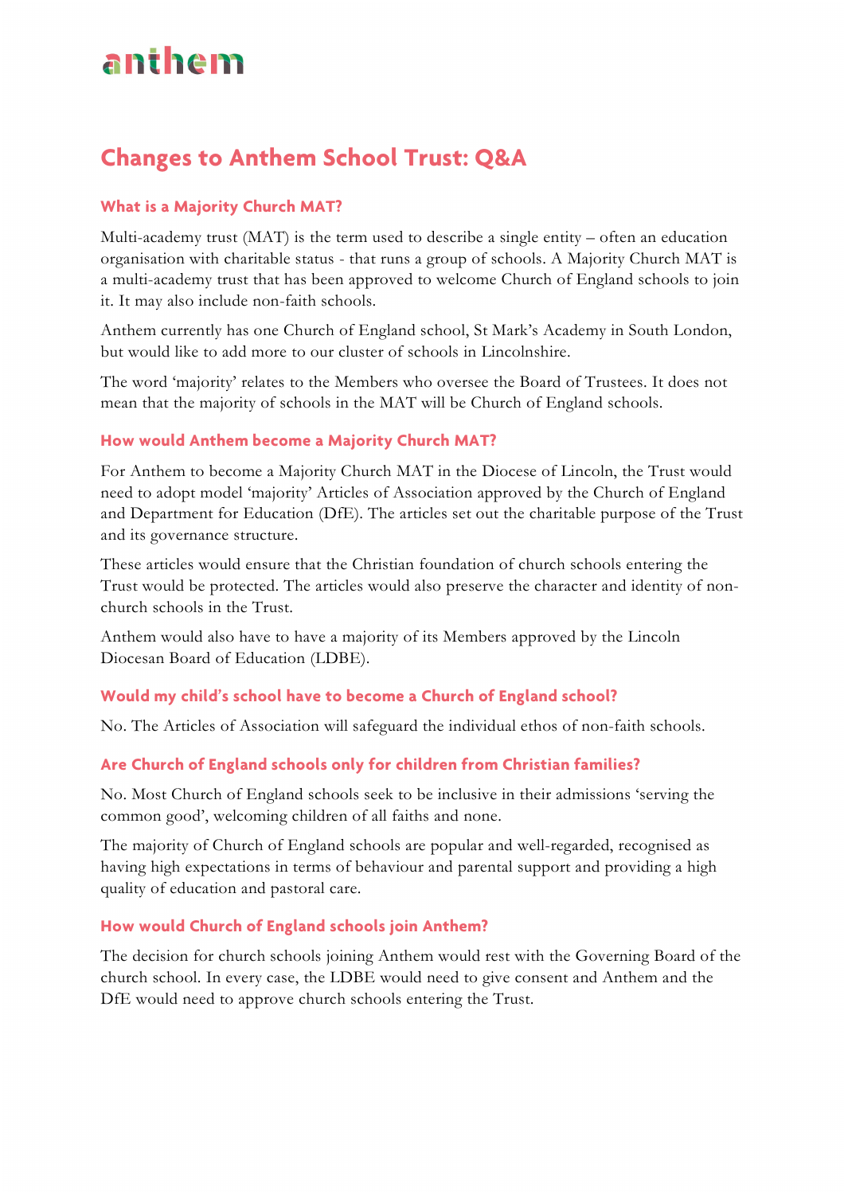# Changes to Anthem School Trust: Q&A

### What is a Majority Church MAT?

Multi-academy trust (MAT) is the term used to describe a single entity – often an education organisation with charitable status - that runs a group of schools. A Majority Church MAT is a multi-academy trust that has been approved to welcome Church of England schools to join it. It may also include non-faith schools.

Anthem currently has one Church of England school, St Mark's Academy in South London, but would like to add more to our cluster of schools in Lincolnshire.

The word 'majority' relates to the Members who oversee the Board of Trustees. It does not mean that the majority of schools in the MAT will be Church of England schools.

### How would Anthem become a Majority Church MAT?

For Anthem to become a Majority Church MAT in the Diocese of Lincoln, the Trust would need to adopt model 'majority' Articles of Association approved by the Church of England and Department for Education (DfE). The articles set out the charitable purpose of the Trust and its governance structure.

These articles would ensure that the Christian foundation of church schools entering the Trust would be protected. The articles would also preserve the character and identity of non-church schools in the Trust.

Anthem would also have to have a majority of its Members approved by the Lincoln Diocesan Board of Education (LDBE).

### Would my child's school have to become a Church of England school?

No. The Articles of Association will safeguard the individual ethos of non-faith schools.

### Are Church of England schools only for children from Christian families?

No. Most Church of England schools seek to be inclusive in their admissions 'serving the common good', welcoming children of all faiths and none.

The majority of Church of England schools are popular and well-regarded, recognised as having high expectations in terms of behaviour and parental support and providing a high quality of education and pastoral care.

### How would Church of England schools join Anthem?

The decision for church schools joining Anthem would rest with the Governing Board of the church school. In every case, the LDBE would need to give consent and Anthem and the DfE would need to approve church schools entering the Trust.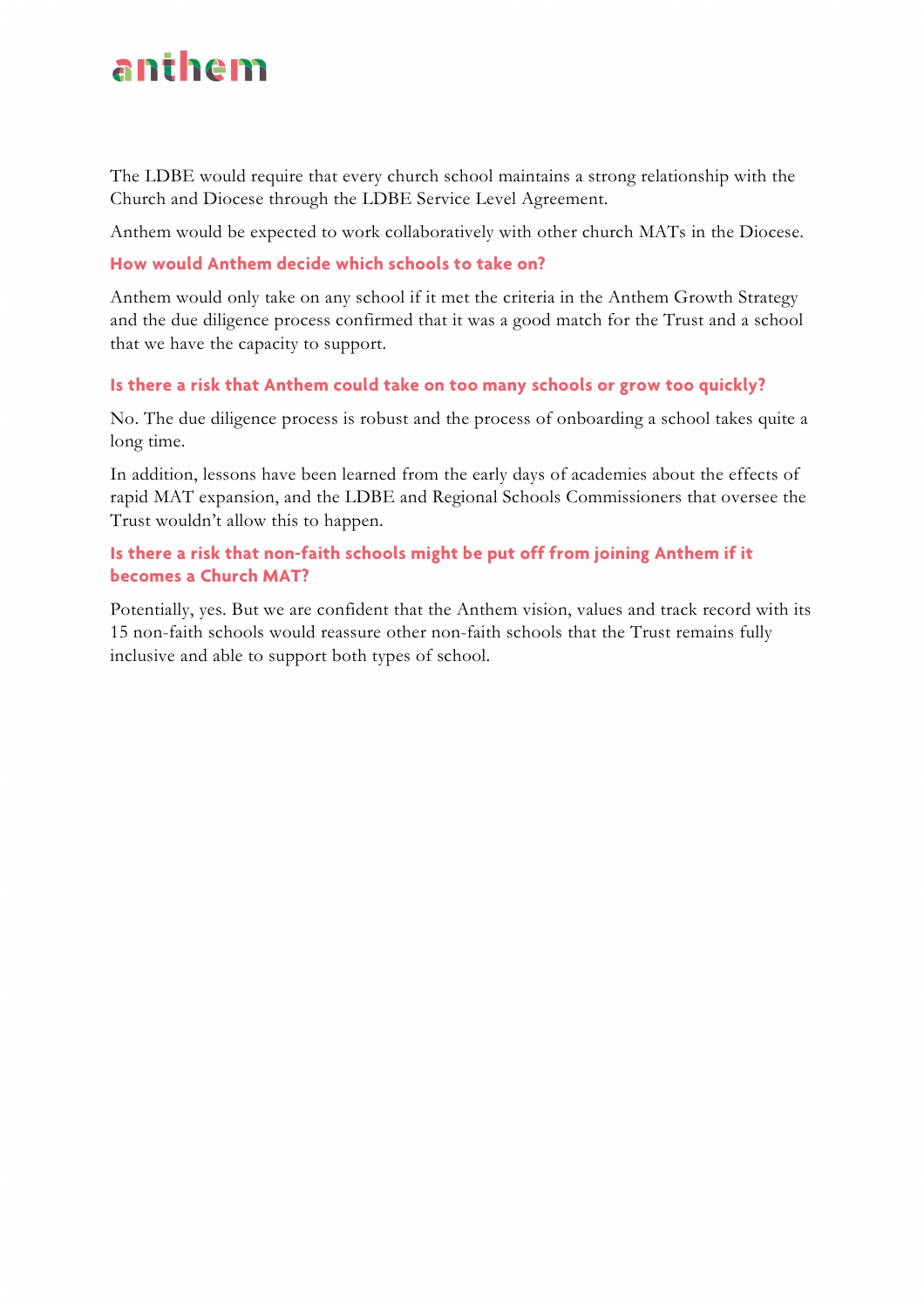The LDBE would require that every church school maintains a strong relationship with the Church and Diocese through the LDBE Service Level Agreement.

Anthem would be expected to work collaboratively with other church MATs in the Diocese.

### How would Anthem decide which schools to take on?

Anthem would only take on any school if it met the criteria in the Anthem Growth Strategy and the due diligence process confirmed that it was a good match for the Trust and a school that we have the capacity to support.

### Is there a risk that Anthem could take on too many schools or grow too quickly?

No. The due diligence process is robust and the process of onboarding a school takes quite a long time.

In addition, lessons have been learned from the early days of academies about the effects of rapid MAT expansion, and the LDBE and Regional Schools Commissioners that oversee the Trust wouldn't allow this to happen.

### Is there a risk that non-faith schools might be put off from joining Anthem if it becomes a Church MAT?

Potentially, yes. But we are confident that the Anthem vision, values and track record with its 15 non-faith schools would reassure other non-faith schools that the Trust remains fully inclusive and able to support both types of school.